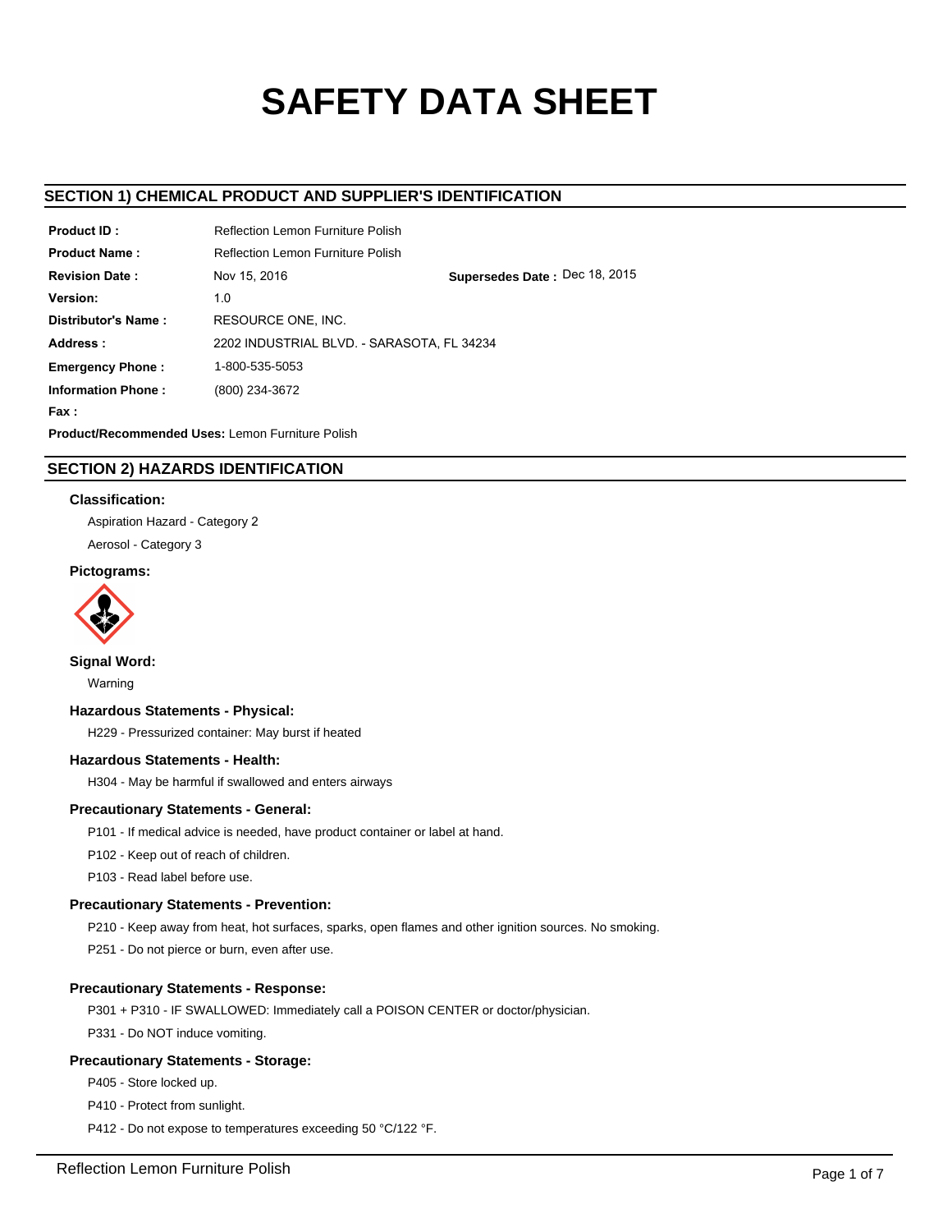# SAFETY DATA SHEET

## SECTION 1) CHEMICAL PRODUCT AND SUPPLIER'S IDENTIFICATION

**Product ID :** Reflection Lemon Furniture Polish

**Product Name :** Reflection Lemon Furniture Polish

**Revision Date :** Nov 15, 2016 **Supersedes Date :** Dec 18, 2015

**Version:** 1.0

**Distributor's Name :** RESOURCE ONE, INC.

**Address :** 2202 INDUSTRIAL BLVD. - SARASOTA, FL 34234

**Emergency Phone :** 1-800-535-5053

**Information Phone :** (800) 234-3672

**Fax :**

**Product/Recommended Uses:** Lemon Furniture Polish

## SECTION 2) HAZARDS IDENTIFICATION

### Classification:

Aspiration Hazard - Category 2

Aerosol - Category 3

### Pictograms:

### Signal Word:

Warning

### Hazardous Statements - Physical:

H229 - Pressurized container: May burst if heated

### Hazardous Statements - Health:

H304 - May be harmful if swallowed and enters airways

### Precautionary Statements - General:

P101 - If medical advice is needed, have product container or label at hand.

P102 - Keep out of reach of children.

P103 - Read label before use.

### Precautionary Statements - Prevention:

P210 - Keep away from heat, hot surfaces, sparks, open flames and other ignition sources. No smoking.

P251 - Do not pierce or burn, even after use.

### Precautionary Statements - Response:

P301 + P310 - IF SWALLOWED: Immediately call a POISON CENTER or doctor/physician.

P331 - Do NOT induce vomiting.

### Precautionary Statements - Storage:

P405 - Store locked up.

P410 - Protect from sunlight.

P412 - Do not expose to temperatures exceeding 50 °C/122 °F.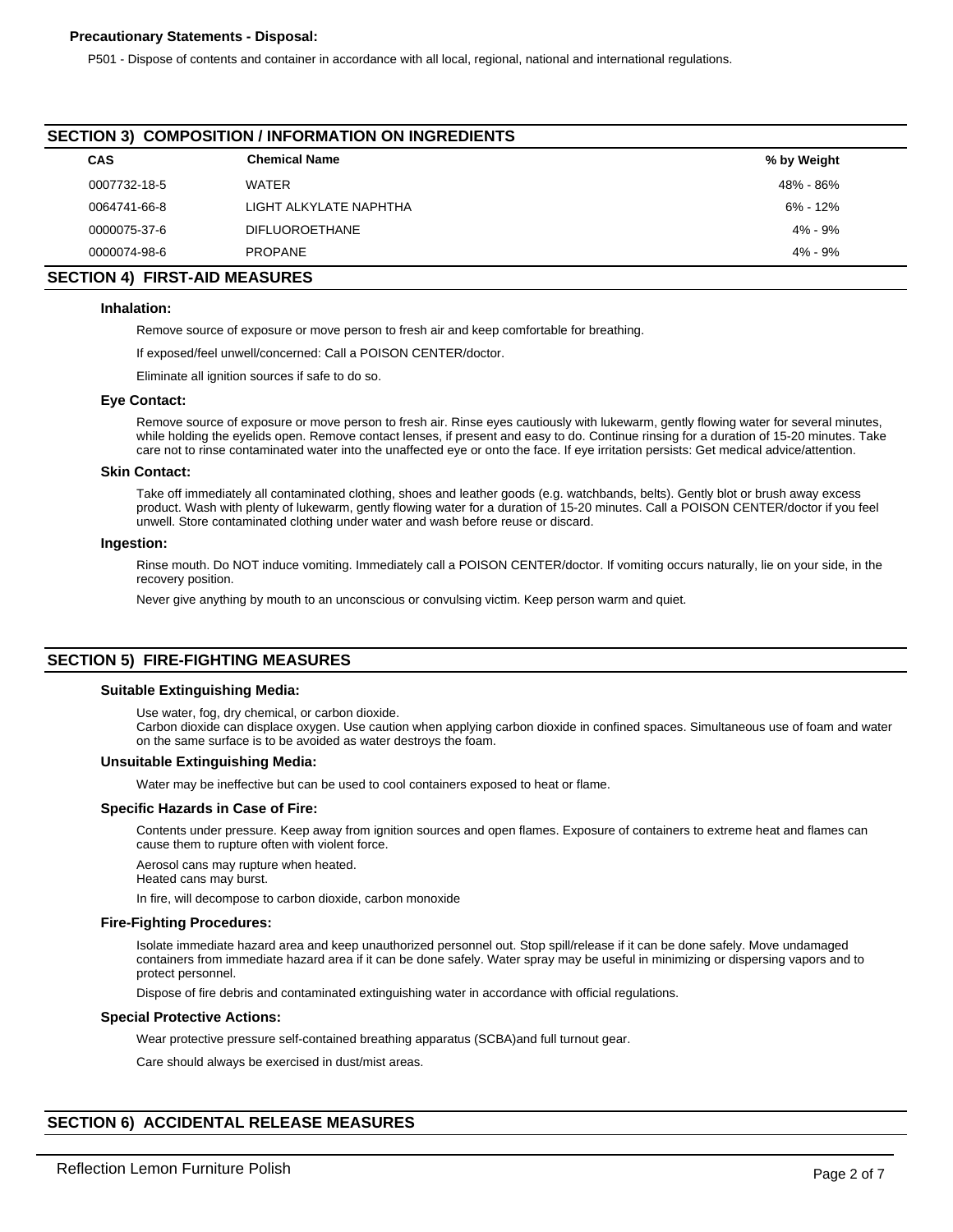**Precautionary Statements - Disposal:**

P501 - Dispose of contents and container in accordance with all local, regional, national and international regulations.

## SECTION 3) COMPOSITION / INFORMATION ON INGREDIENTS

| CAS | Chemical Name | % by Weight |
|---|---|---|
| 0007732-18-5 | WATER | 48% - 86% |
| 0064741-66-8 | LIGHT ALKYLATE NAPHTHA | 6% - 12% |
| 0000075-37-6 | DIFLUOROETHANE | 4% - 9% |
| 0000074-98-6 | PROPANE | 4% - 9% |

## SECTION 4) FIRST-AID MEASURES

### Inhalation:

Remove source of exposure or move person to fresh air and keep comfortable for breathing.

If exposed/feel unwell/concerned: Call a POISON CENTER/doctor.

Eliminate all ignition sources if safe to do so.

### Eye Contact:

Remove source of exposure or move person to fresh air. Rinse eyes cautiously with lukewarm, gently flowing water for several minutes, while holding the eyelids open. Remove contact lenses, if present and easy to do. Continue rinsing for a duration of 15-20 minutes. Take care not to rinse contaminated water into the unaffected eye or onto the face. If eye irritation persists: Get medical advice/attention.

### Skin Contact:

Take off immediately all contaminated clothing, shoes and leather goods (e.g. watchbands, belts). Gently blot or brush away excess product. Wash with plenty of lukewarm, gently flowing water for a duration of 15-20 minutes. Call a POISON CENTER/doctor if you feel unwell. Store contaminated clothing under water and wash before reuse or discard.

### Ingestion:

Rinse mouth. Do NOT induce vomiting. Immediately call a POISON CENTER/doctor. If vomiting occurs naturally, lie on your side, in the recovery position.

Never give anything by mouth to an unconscious or convulsing victim. Keep person warm and quiet.

## SECTION 5) FIRE-FIGHTING MEASURES

### Suitable Extinguishing Media:

Use water, fog, dry chemical, or carbon dioxide.
Carbon dioxide can displace oxygen. Use caution when applying carbon dioxide in confined spaces. Simultaneous use of foam and water on the same surface is to be avoided as water destroys the foam.

### Unsuitable Extinguishing Media:

Water may be ineffective but can be used to cool containers exposed to heat or flame.

### Specific Hazards in Case of Fire:

Contents under pressure. Keep away from ignition sources and open flames. Exposure of containers to extreme heat and flames can cause them to rupture often with violent force.

Aerosol cans may rupture when heated.
Heated cans may burst.

In fire, will decompose to carbon dioxide, carbon monoxide

### Fire-Fighting Procedures:

Isolate immediate hazard area and keep unauthorized personnel out. Stop spill/release if it can be done safely. Move undamaged containers from immediate hazard area if it can be done safely. Water spray may be useful in minimizing or dispersing vapors and to protect personnel.

Dispose of fire debris and contaminated extinguishing water in accordance with official regulations.

### Special Protective Actions:

Wear protective pressure self-contained breathing apparatus (SCBA)and full turnout gear.

Care should always be exercised in dust/mist areas.

## SECTION 6) ACCIDENTAL RELEASE MEASURES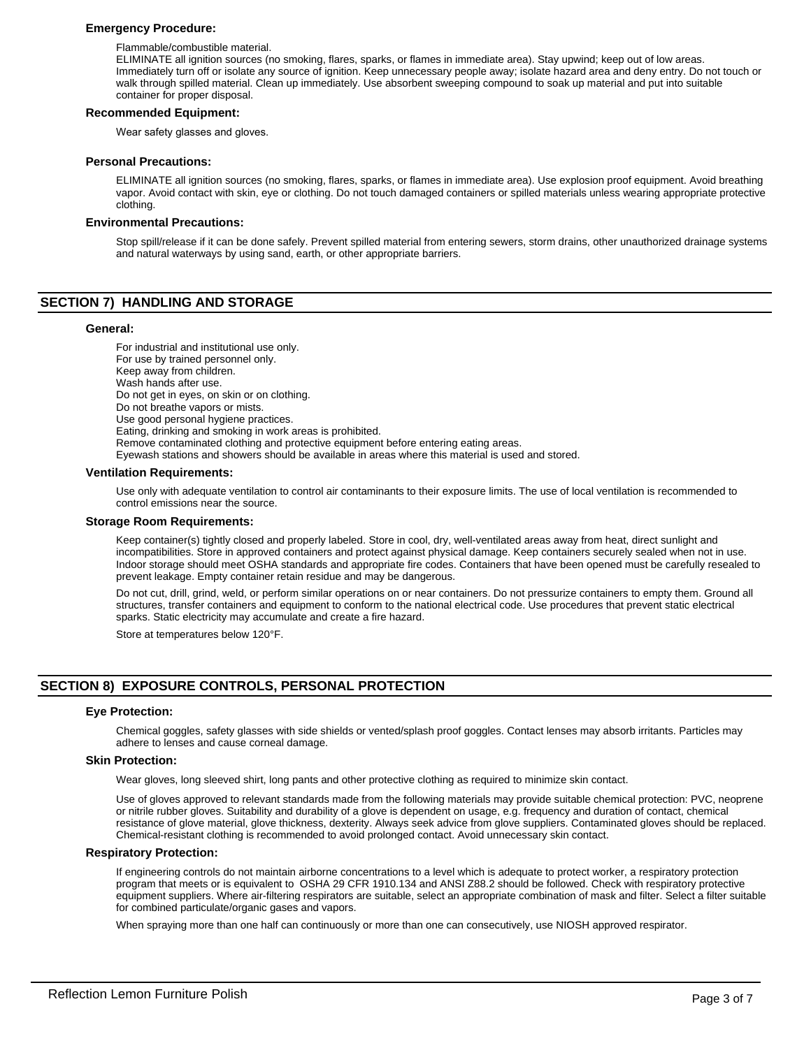### Emergency Procedure:

Flammable/combustible material.
ELIMINATE all ignition sources (no smoking, flares, sparks, or flames in immediate area). Stay upwind; keep out of low areas. Immediately turn off or isolate any source of ignition. Keep unnecessary people away; isolate hazard area and deny entry. Do not touch or walk through spilled material. Clean up immediately. Use absorbent sweeping compound to soak up material and put into suitable container for proper disposal.

### Recommended Equipment:

Wear safety glasses and gloves.

### Personal Precautions:

ELIMINATE all ignition sources (no smoking, flares, sparks, or flames in immediate area). Use explosion proof equipment. Avoid breathing vapor. Avoid contact with skin, eye or clothing. Do not touch damaged containers or spilled materials unless wearing appropriate protective clothing.

### Environmental Precautions:

Stop spill/release if it can be done safely. Prevent spilled material from entering sewers, storm drains, other unauthorized drainage systems and natural waterways by using sand, earth, or other appropriate barriers.

## SECTION 7) HANDLING AND STORAGE

### General:

For industrial and institutional use only.
For use by trained personnel only.
Keep away from children.
Wash hands after use.
Do not get in eyes, on skin or on clothing.
Do not breathe vapors or mists.
Use good personal hygiene practices.
Eating, drinking and smoking in work areas is prohibited.
Remove contaminated clothing and protective equipment before entering eating areas.
Eyewash stations and showers should be available in areas where this material is used and stored.

### Ventilation Requirements:

Use only with adequate ventilation to control air contaminants to their exposure limits. The use of local ventilation is recommended to control emissions near the source.

### Storage Room Requirements:

Keep container(s) tightly closed and properly labeled. Store in cool, dry, well-ventilated areas away from heat, direct sunlight and incompatibilities. Store in approved containers and protect against physical damage. Keep containers securely sealed when not in use. Indoor storage should meet OSHA standards and appropriate fire codes. Containers that have been opened must be carefully resealed to prevent leakage. Empty container retain residue and may be dangerous.

Do not cut, drill, grind, weld, or perform similar operations on or near containers. Do not pressurize containers to empty them. Ground all structures, transfer containers and equipment to conform to the national electrical code. Use procedures that prevent static electrical sparks. Static electricity may accumulate and create a fire hazard.

Store at temperatures below 120°F.

## SECTION 8) EXPOSURE CONTROLS, PERSONAL PROTECTION

### Eye Protection:

Chemical goggles, safety glasses with side shields or vented/splash proof goggles. Contact lenses may absorb irritants. Particles may adhere to lenses and cause corneal damage.

### Skin Protection:

Wear gloves, long sleeved shirt, long pants and other protective clothing as required to minimize skin contact.

Use of gloves approved to relevant standards made from the following materials may provide suitable chemical protection: PVC, neoprene or nitrile rubber gloves. Suitability and durability of a glove is dependent on usage, e.g. frequency and duration of contact, chemical resistance of glove material, glove thickness, dexterity. Always seek advice from glove suppliers. Contaminated gloves should be replaced. Chemical-resistant clothing is recommended to avoid prolonged contact. Avoid unnecessary skin contact.

### Respiratory Protection:

If engineering controls do not maintain airborne concentrations to a level which is adequate to protect worker, a respiratory protection program that meets or is equivalent to OSHA 29 CFR 1910.134 and ANSI Z88.2 should be followed. Check with respiratory protective equipment suppliers. Where air-filtering respirators are suitable, select an appropriate combination of mask and filter. Select a filter suitable for combined particulate/organic gases and vapors.

When spraying more than one half can continuously or more than one can consecutively, use NIOSH approved respirator.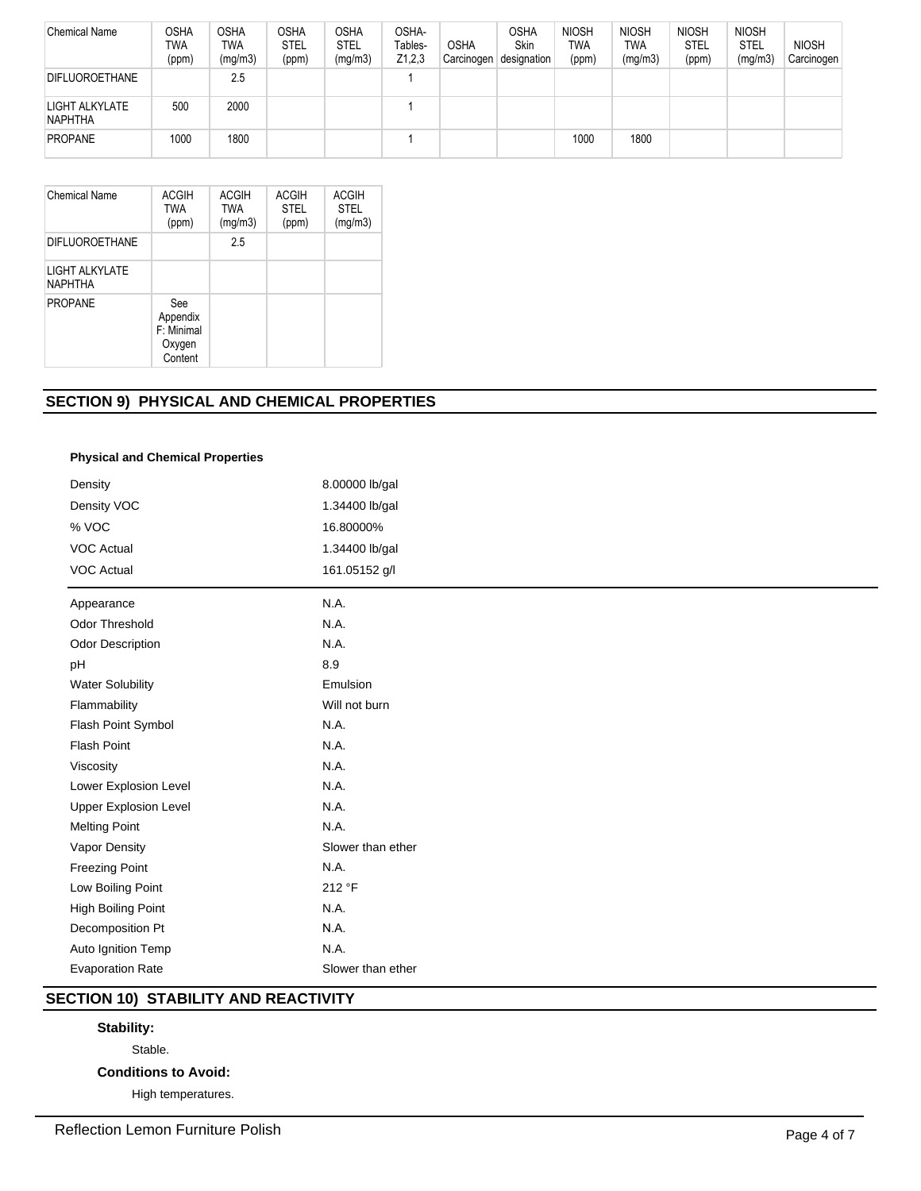| Chemical Name | OSHA TWA (ppm) | OSHA TWA (mg/m3) | OSHA STEL (ppm) | OSHA STEL (mg/m3) | OSHA- Tables- Z1,2,3 | OSHA Carcinogen | OSHA Skin designation | NIOSH TWA (ppm) | NIOSH TWA (mg/m3) | NIOSH STEL (ppm) | NIOSH STEL (mg/m3) | NIOSH Carcinogen |
|---|---|---|---|---|---|---|---|---|---|---|---|---|
| DIFLUOROETHANE | | 2.5 | | | 1 | | | | | | | |
| LIGHT ALKYLATE NAPHTHA | 500 | 2000 | | | 1 | | | | | | | |
| PROPANE | 1000 | 1800 | | | 1 | | | 1000 | 1800 | | | |

| Chemical Name | ACGIH TWA (ppm) | ACGIH TWA (mg/m3) | ACGIH STEL (ppm) | ACGIH STEL (mg/m3) |
|---|---|---|---|---|
| DIFLUOROETHANE | | 2.5 | | |
| LIGHT ALKYLATE NAPHTHA | | | | |
| PROPANE | See Appendix F: Minimal Oxygen Content | | | |

## SECTION 9) PHYSICAL AND CHEMICAL PROPERTIES

**Physical and Chemical Properties**

| | |
|---|---|
| Density | 8.00000 lb/gal |
| Density VOC | 1.34400 lb/gal |
| % VOC | 16.80000% |
| VOC Actual | 1.34400 lb/gal |
| VOC Actual | 161.05152 g/l |
| Appearance | N.A. |
| Odor Threshold | N.A. |
| Odor Description | N.A. |
| pH | 8.9 |
| Water Solubility | Emulsion |
| Flammability | Will not burn |
| Flash Point Symbol | N.A. |
| Flash Point | N.A. |
| Viscosity | N.A. |
| Lower Explosion Level | N.A. |
| Upper Explosion Level | N.A. |
| Melting Point | N.A. |
| Vapor Density | Slower than ether |
| Freezing Point | N.A. |
| Low Boiling Point | 212 °F |
| High Boiling Point | N.A. |
| Decomposition Pt | N.A. |
| Auto Ignition Temp | N.A. |
| Evaporation Rate | Slower than ether |

## SECTION 10) STABILITY AND REACTIVITY

**Stability:**

Stable.

**Conditions to Avoid:**

High temperatures.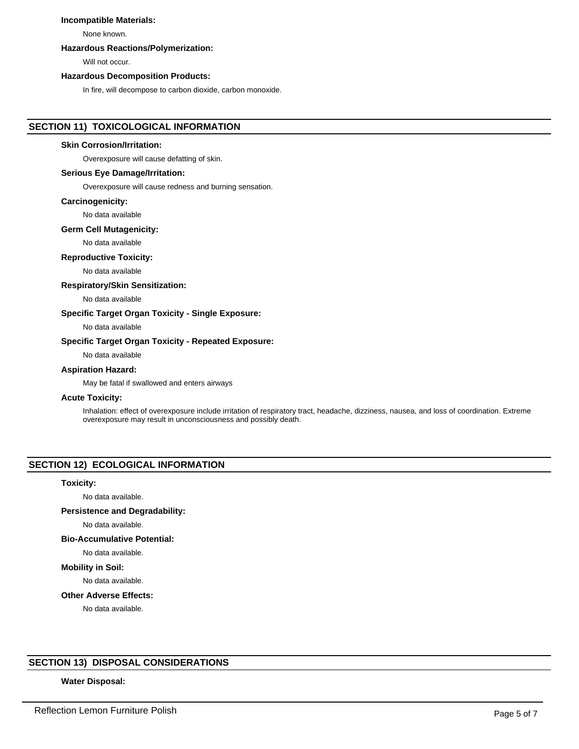**Incompatible Materials:**

None known.

**Hazardous Reactions/Polymerization:**

Will not occur.

**Hazardous Decomposition Products:**

In fire, will decompose to carbon dioxide, carbon monoxide.

## SECTION 11) TOXICOLOGICAL INFORMATION

**Skin Corrosion/Irritation:**

Overexposure will cause defatting of skin.

**Serious Eye Damage/Irritation:**

Overexposure will cause redness and burning sensation.

**Carcinogenicity:**

No data available

**Germ Cell Mutagenicity:**

No data available

**Reproductive Toxicity:**

No data available

**Respiratory/Skin Sensitization:**

No data available

**Specific Target Organ Toxicity - Single Exposure:**

No data available

**Specific Target Organ Toxicity - Repeated Exposure:**

No data available

**Aspiration Hazard:**

May be fatal if swallowed and enters airways

**Acute Toxicity:**

Inhalation: effect of overexposure include irritation of respiratory tract, headache, dizziness, nausea, and loss of coordination. Extreme overexposure may result in unconsciousness and possibly death.

## SECTION 12) ECOLOGICAL INFORMATION

**Toxicity:**

No data available.

**Persistence and Degradability:**

No data available.

**Bio-Accumulative Potential:**

No data available.

**Mobility in Soil:**

No data available.

**Other Adverse Effects:**

No data available.

## SECTION 13) DISPOSAL CONSIDERATIONS

**Water Disposal:**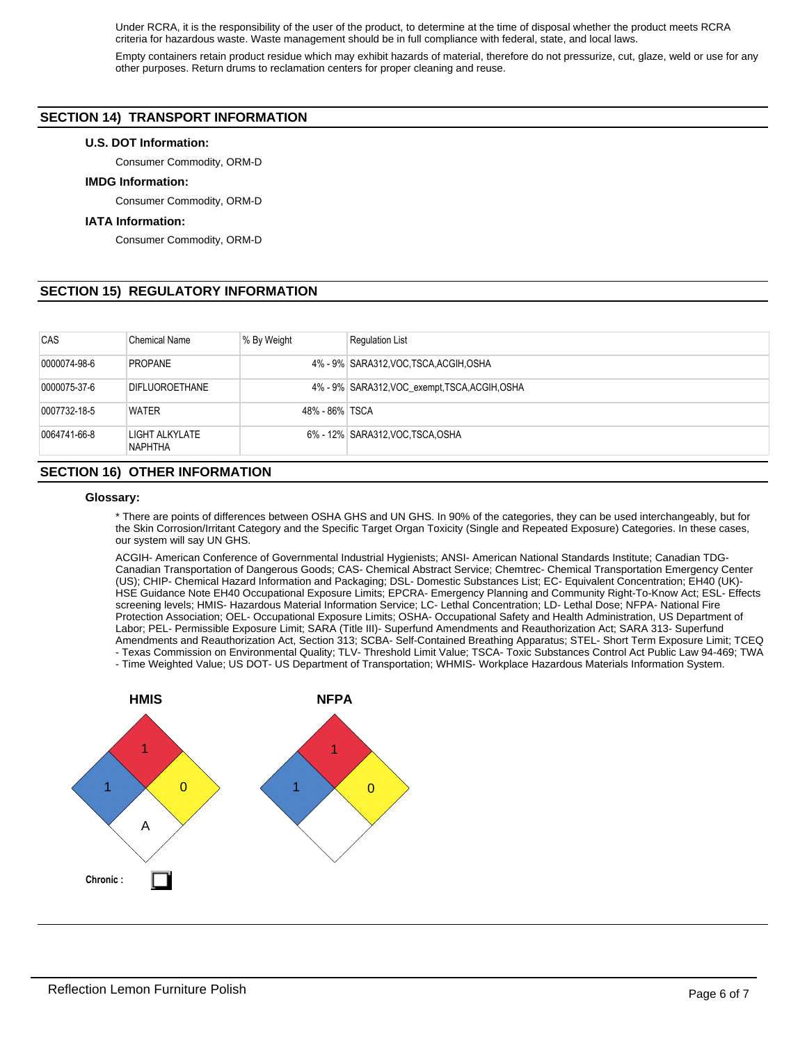Under RCRA, it is the responsibility of the user of the product, to determine at the time of disposal whether the product meets RCRA criteria for hazardous waste. Waste management should be in full compliance with federal, state, and local laws.

Empty containers retain product residue which may exhibit hazards of material, therefore do not pressurize, cut, glaze, weld or use for any other purposes. Return drums to reclamation centers for proper cleaning and reuse.

## SECTION 14) TRANSPORT INFORMATION

### U.S. DOT Information:

Consumer Commodity, ORM-D

### IMDG Information:

Consumer Commodity, ORM-D

### IATA Information:

Consumer Commodity, ORM-D

## SECTION 15) REGULATORY INFORMATION

| CAS | Chemical Name | % By Weight | Regulation List |
|---|---|---|---|
| 0000074-98-6 | PROPANE | 4% - 9% | SARA312,VOC,TSCA,ACGIH,OSHA |
| 0000075-37-6 | DIFLUOROETHANE | 4% - 9% | SARA312,VOC_exempt,TSCA,ACGIH,OSHA |
| 0007732-18-5 | WATER | 48% - 86% | TSCA |
| 0064741-66-8 | LIGHT ALKYLATE NAPHTHA | 6% - 12% | SARA312,VOC,TSCA,OSHA |

## SECTION 16) OTHER INFORMATION

### Glossary:

* There are points of differences between OSHA GHS and UN GHS. In 90% of the categories, they can be used interchangeably, but for the Skin Corrosion/Irritant Category and the Specific Target Organ Toxicity (Single and Repeated Exposure) Categories. In these cases, our system will say UN GHS.

ACGIH- American Conference of Governmental Industrial Hygienists; ANSI- American National Standards Institute; Canadian TDG- Canadian Transportation of Dangerous Goods; CAS- Chemical Abstract Service; Chemtrec- Chemical Transportation Emergency Center (US); CHIP- Chemical Hazard Information and Packaging; DSL- Domestic Substances List; EC- Equivalent Concentration; EH40 (UK)- HSE Guidance Note EH40 Occupational Exposure Limits; EPCRA- Emergency Planning and Community Right-To-Know Act; ESL- Effects screening levels; HMIS- Hazardous Material Information Service; LC- Lethal Concentration; LD- Lethal Dose; NFPA- National Fire Protection Association; OEL- Occupational Exposure Limits; OSHA- Occupational Safety and Health Administration, US Department of Labor; PEL- Permissible Exposure Limit; SARA (Title III)- Superfund Amendments and Reauthorization Act; SARA 313- Superfund Amendments and Reauthorization Act, Section 313; SCBA- Self-Contained Breathing Apparatus; STEL- Short Term Exposure Limit; TCEQ - Texas Commission on Environmental Quality; TLV- Threshold Limit Value; TSCA- Toxic Substances Control Act Public Law 94-469; TWA - Time Weighted Value; US DOT- US Department of Transportation; WHMIS- Workplace Hazardous Materials Information System.

**HMIS**

- Health (blue): 1
- Flammability (red): 1
- Reactivity (yellow): 0
- Personal Protection (white): A

**Chronic :** ☐

**NFPA**

- Health (blue): 1
- Flammability (red): 1
- Reactivity (yellow): 0
- Special (white):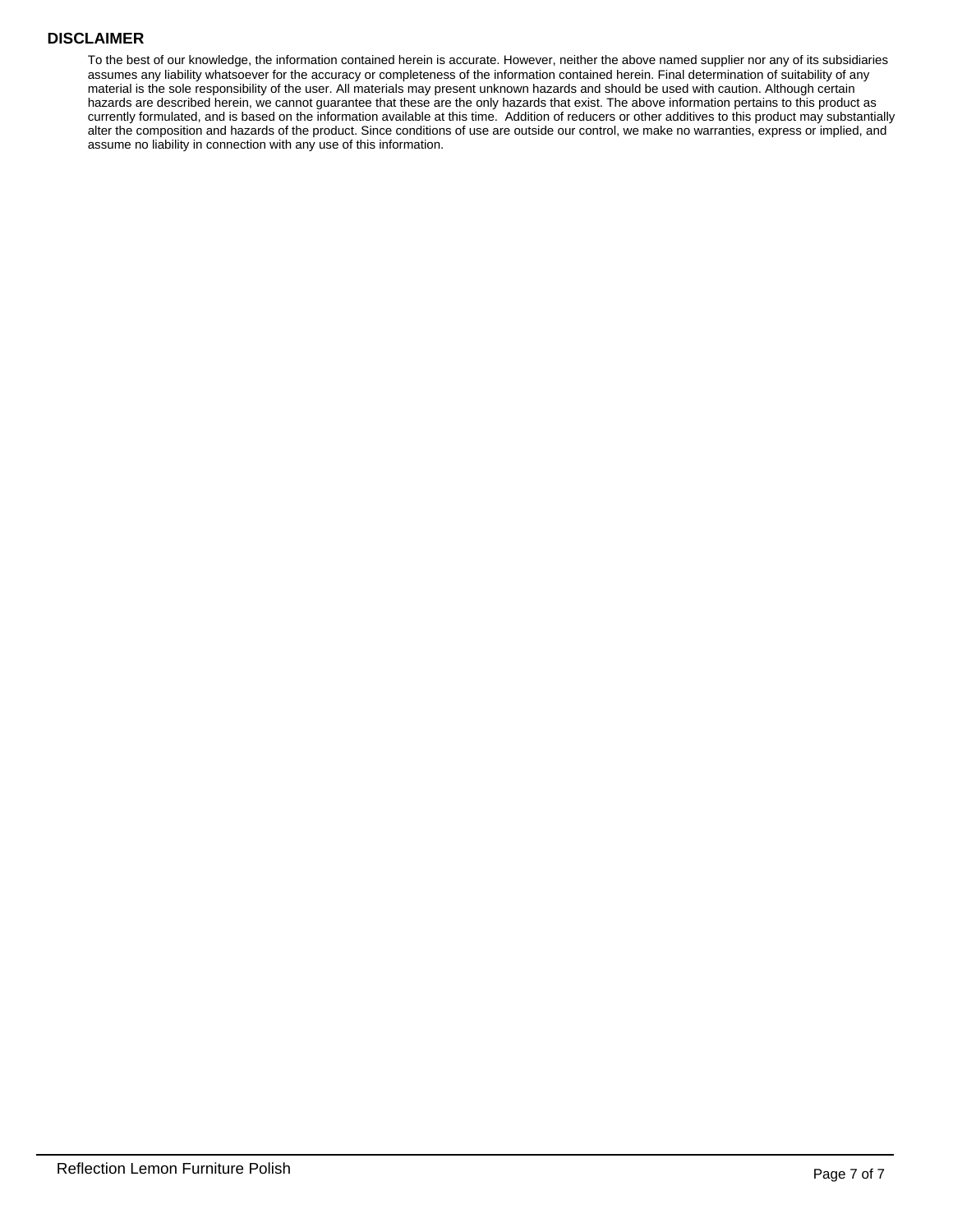## DISCLAIMER

To the best of our knowledge, the information contained herein is accurate. However, neither the above named supplier nor any of its subsidiaries assumes any liability whatsoever for the accuracy or completeness of the information contained herein. Final determination of suitability of any material is the sole responsibility of the user. All materials may present unknown hazards and should be used with caution. Although certain hazards are described herein, we cannot guarantee that these are the only hazards that exist. The above information pertains to this product as currently formulated, and is based on the information available at this time. Addition of reducers or other additives to this product may substantially alter the composition and hazards of the product. Since conditions of use are outside our control, we make no warranties, express or implied, and assume no liability in connection with any use of this information.